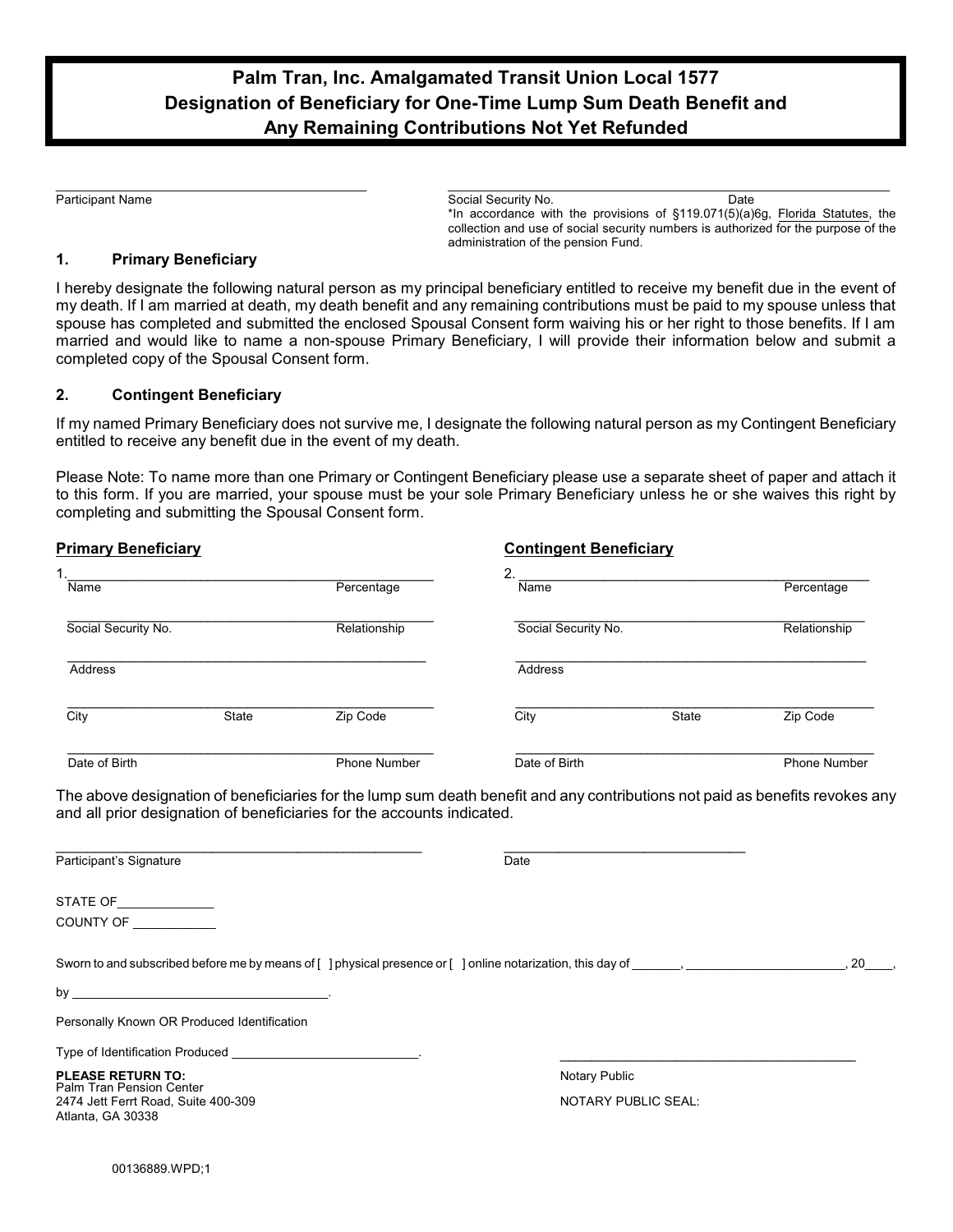# Palm Tran, Inc. Amalgamated Transit Union Local 1577
# Designation of Beneficiary for One-Time Lump Sum Death Benefit and Any Remaining Contributions Not Yet Refunded

______________________________________
Participant Name

______________________________________
Social Security No. Date

*In accordance with the provisions of §119.071(5)(a)6g, Florida Statutes, the collection and use of social security numbers is authorized for the purpose of the administration of the pension Fund.

## 1. Primary Beneficiary

I hereby designate the following natural person as my principal beneficiary entitled to receive my benefit due in the event of my death. If I am married at death, my death benefit and any remaining contributions must be paid to my spouse unless that spouse has completed and submitted the enclosed Spousal Consent form waiving his or her right to those benefits. If I am married and would like to name a non-spouse Primary Beneficiary, I will provide their information below and submit a completed copy of the Spousal Consent form.

## 2. Contingent Beneficiary

If my named Primary Beneficiary does not survive me, I designate the following natural person as my Contingent Beneficiary entitled to receive any benefit due in the event of my death.

Please Note: To name more than one Primary or Contingent Beneficiary please use a separate sheet of paper and attach it to this form. If you are married, your spouse must be your sole Primary Beneficiary unless he or she waives this right by completing and submitting the Spousal Consent form.

**Primary Beneficiary**

1. ______________________________________
Name Percentage

______________________________________
Social Security No. Relationship

______________________________________
Address

______________________________________
City State Zip Code

______________________________________
Date of Birth Phone Number

**Contingent Beneficiary**

2. ______________________________________
Name Percentage

______________________________________
Social Security No. Relationship

______________________________________
Address

______________________________________
City State Zip Code

______________________________________
Date of Birth Phone Number

The above designation of beneficiaries for the lump sum death benefit and any contributions not paid as benefits revokes any and all prior designation of beneficiaries for the accounts indicated.

______________________________________
Participant's Signature

______________________________
Date

STATE OF______________

COUNTY OF ____________

Sworn to and subscribed before me by means of [ ] physical presence or [ ] online notarization, this day of _______, _______________________, 20____,

by ______________________________________.

Personally Known OR Produced Identification

Type of Identification Produced ___________________________.

______________________________________
Notary Public

NOTARY PUBLIC SEAL:

**PLEASE RETURN TO:**
Palm Tran Pension Center
2474 Jett Ferrt Road, Suite 400-309
Atlanta, GA 30338

00136889.WPD;1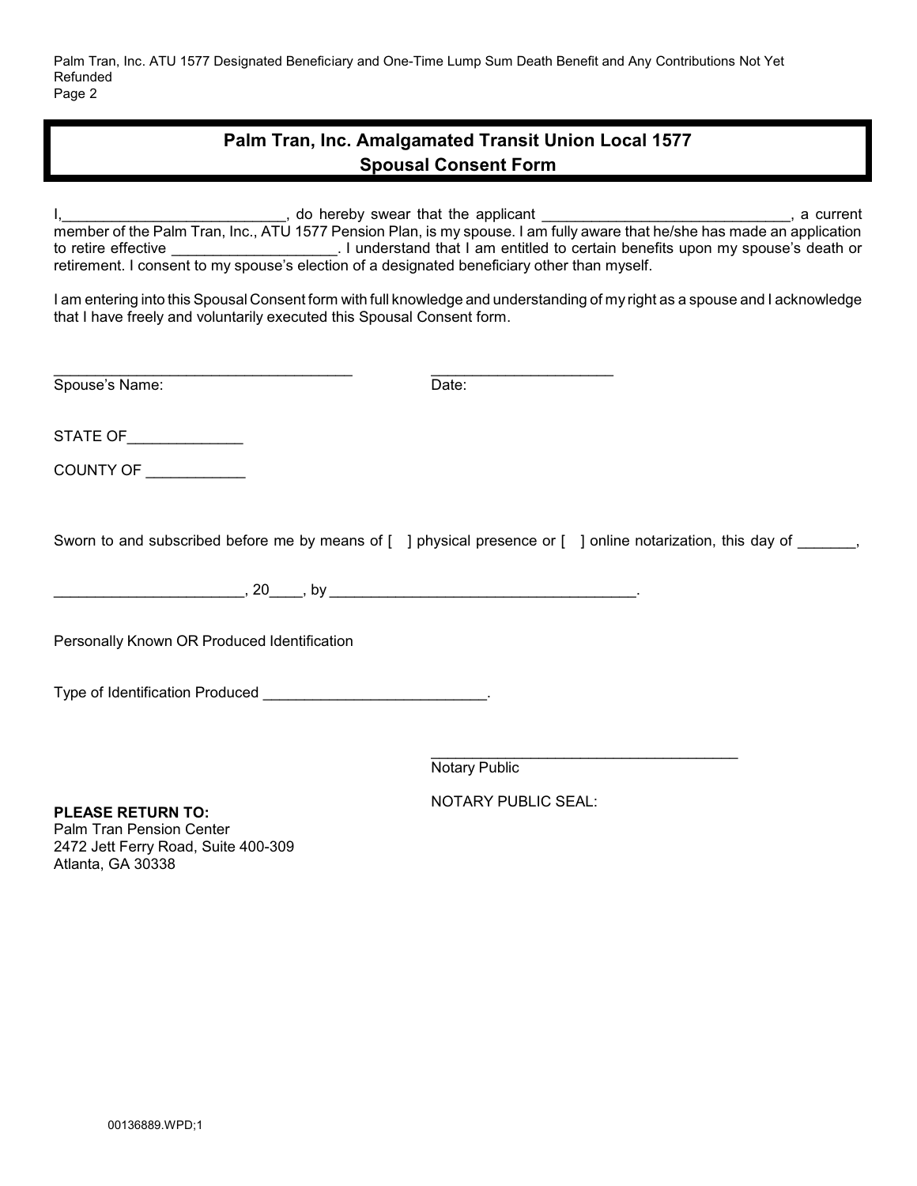## Palm Tran, Inc. Amalgamated Transit Union Local 1577
## Spousal Consent Form

I,___________________________, do hereby swear that the applicant ______________________________, a current member of the Palm Tran, Inc., ATU 1577 Pension Plan, is my spouse. I am fully aware that he/she has made an application to retire effective ____________________. I understand that I am entitled to certain benefits upon my spouse's death or retirement. I consent to my spouse's election of a designated beneficiary other than myself.

I am entering into this Spousal Consent form with full knowledge and understanding of my right as a spouse and I acknowledge that I have freely and voluntarily executed this Spousal Consent form.

_____________________________________ ______________________

Spouse's Name: Date:

STATE OF______________

COUNTY OF ____________

Sworn to and subscribed before me by means of [ ] physical presence or [ ] online notarization, this day of _______,

________________________, 20____, by ______________________________________.

Personally Known OR Produced Identification

Type of Identification Produced ___________________________.

______________________________________

Notary Public

NOTARY PUBLIC SEAL:

**PLEASE RETURN TO:**
Palm Tran Pension Center
2472 Jett Ferry Road, Suite 400-309
Atlanta, GA 30338

00136889.WPD;1